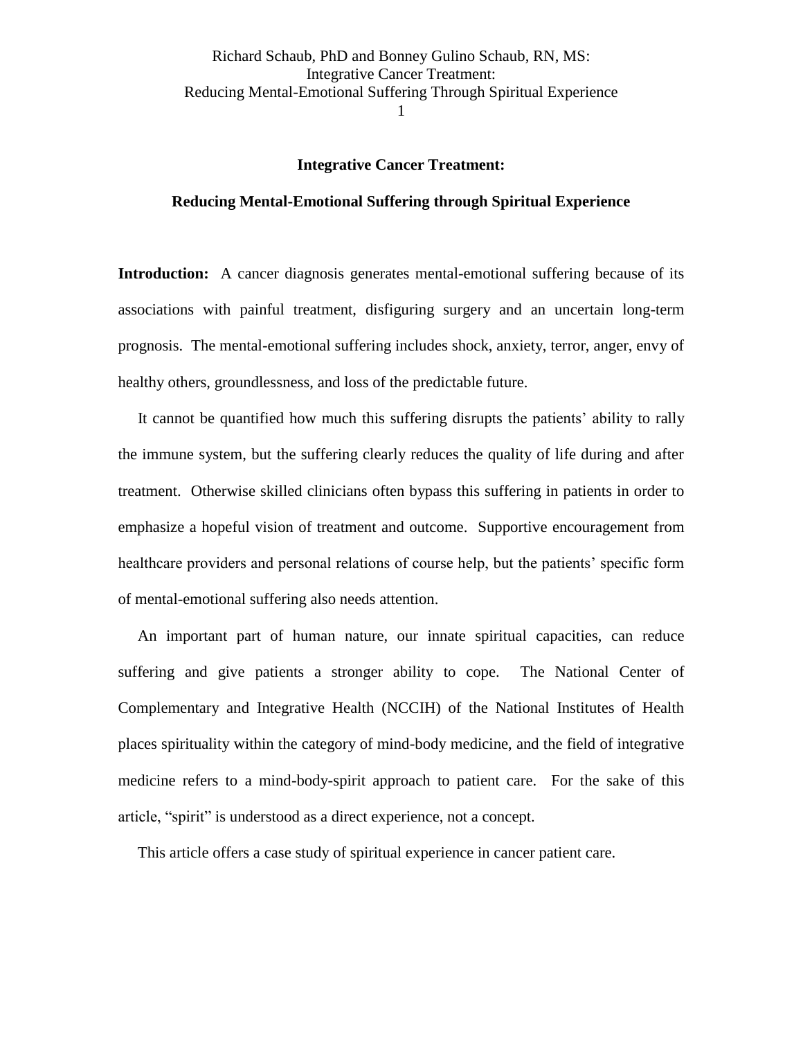# Integrative Cancer Treatment:

## Reducing Mental-Emotional Suffering through Spiritual Experience

**Introduction:** A cancer diagnosis generates mental-emotional suffering because of its associations with painful treatment, disfiguring surgery and an uncertain long-term prognosis. The mental-emotional suffering includes shock, anxiety, terror, anger, envy of healthy others, groundlessness, and loss of the predictable future.

It cannot be quantified how much this suffering disrupts the patients' ability to rally the immune system, but the suffering clearly reduces the quality of life during and after treatment. Otherwise skilled clinicians often bypass this suffering in patients in order to emphasize a hopeful vision of treatment and outcome. Supportive encouragement from healthcare providers and personal relations of course help, but the patients' specific form of mental-emotional suffering also needs attention.

An important part of human nature, our innate spiritual capacities, can reduce suffering and give patients a stronger ability to cope. The National Center of Complementary and Integrative Health (NCCIH) of the National Institutes of Health places spirituality within the category of mind-body medicine, and the field of integrative medicine refers to a mind-body-spirit approach to patient care. For the sake of this article, "spirit" is understood as a direct experience, not a concept.

This article offers a case study of spiritual experience in cancer patient care.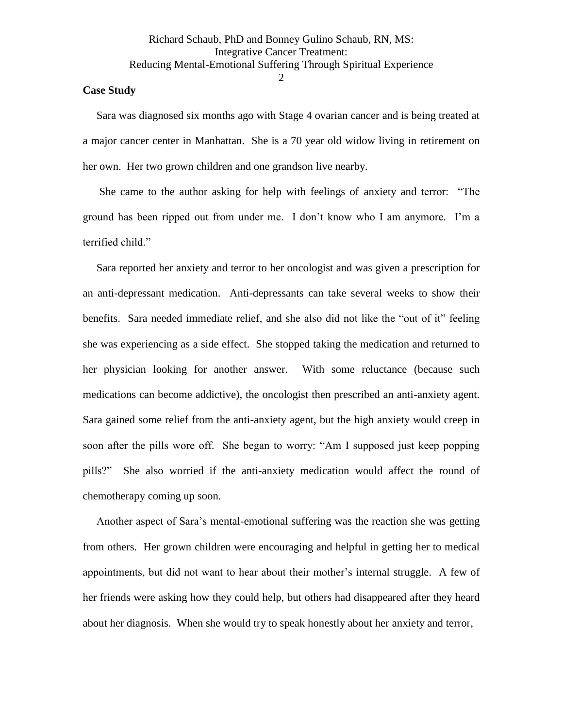**Case Study**

Sara was diagnosed six months ago with Stage 4 ovarian cancer and is being treated at a major cancer center in Manhattan. She is a 70 year old widow living in retirement on her own. Her two grown children and one grandson live nearby.

She came to the author asking for help with feelings of anxiety and terror: "The ground has been ripped out from under me. I don't know who I am anymore. I'm a terrified child."

Sara reported her anxiety and terror to her oncologist and was given a prescription for an anti-depressant medication. Anti-depressants can take several weeks to show their benefits. Sara needed immediate relief, and she also did not like the "out of it" feeling she was experiencing as a side effect. She stopped taking the medication and returned to her physician looking for another answer. With some reluctance (because such medications can become addictive), the oncologist then prescribed an anti-anxiety agent. Sara gained some relief from the anti-anxiety agent, but the high anxiety would creep in soon after the pills wore off. She began to worry: "Am I supposed just keep popping pills?" She also worried if the anti-anxiety medication would affect the round of chemotherapy coming up soon.

Another aspect of Sara's mental-emotional suffering was the reaction she was getting from others. Her grown children were encouraging and helpful in getting her to medical appointments, but did not want to hear about their mother's internal struggle. A few of her friends were asking how they could help, but others had disappeared after they heard about her diagnosis. When she would try to speak honestly about her anxiety and terror,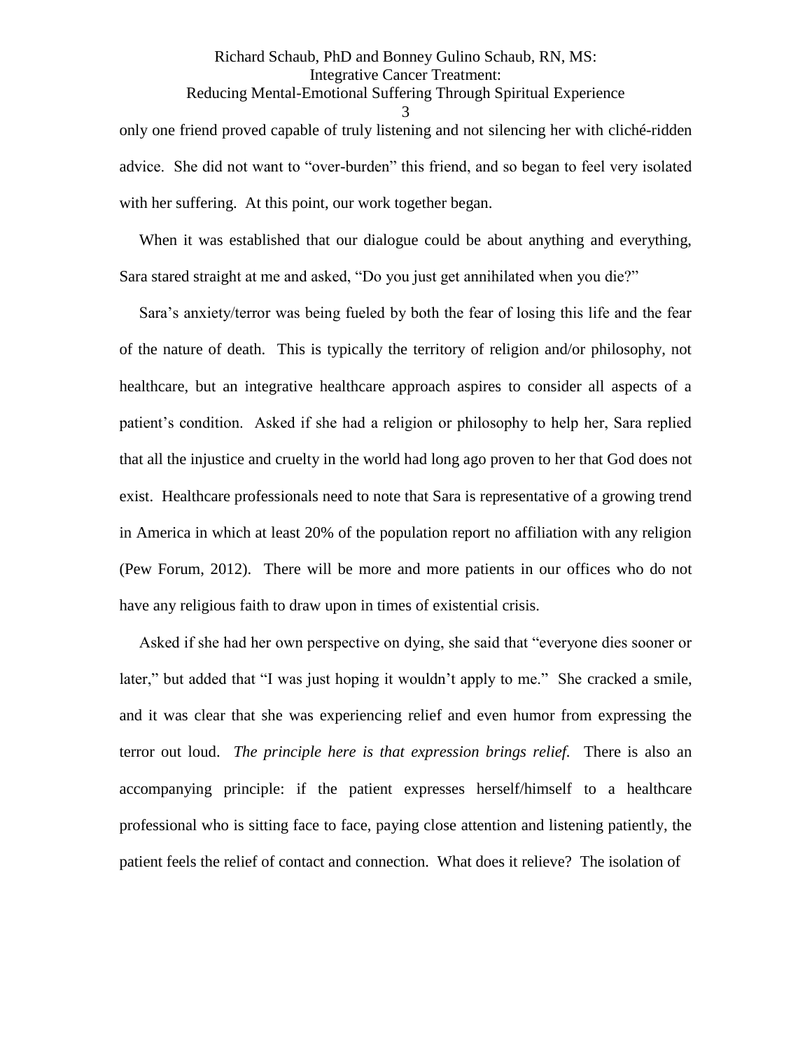only one friend proved capable of truly listening and not silencing her with cliché-ridden advice. She did not want to "over-burden" this friend, and so began to feel very isolated with her suffering. At this point, our work together began.

When it was established that our dialogue could be about anything and everything, Sara stared straight at me and asked, "Do you just get annihilated when you die?"

Sara's anxiety/terror was being fueled by both the fear of losing this life and the fear of the nature of death. This is typically the territory of religion and/or philosophy, not healthcare, but an integrative healthcare approach aspires to consider all aspects of a patient's condition. Asked if she had a religion or philosophy to help her, Sara replied that all the injustice and cruelty in the world had long ago proven to her that God does not exist. Healthcare professionals need to note that Sara is representative of a growing trend in America in which at least 20% of the population report no affiliation with any religion (Pew Forum, 2012). There will be more and more patients in our offices who do not have any religious faith to draw upon in times of existential crisis.

Asked if she had her own perspective on dying, she said that "everyone dies sooner or later," but added that "I was just hoping it wouldn't apply to me." She cracked a smile, and it was clear that she was experiencing relief and even humor from expressing the terror out loud. *The principle here is that expression brings relief.* There is also an accompanying principle: if the patient expresses herself/himself to a healthcare professional who is sitting face to face, paying close attention and listening patiently, the patient feels the relief of contact and connection. What does it relieve? The isolation of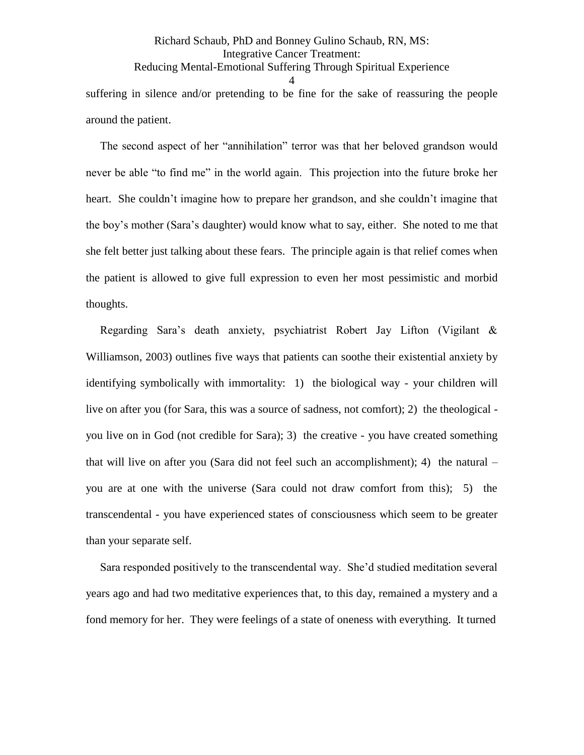suffering in silence and/or pretending to be fine for the sake of reassuring the people around the patient.

The second aspect of her "annihilation" terror was that her beloved grandson would never be able "to find me" in the world again. This projection into the future broke her heart. She couldn't imagine how to prepare her grandson, and she couldn't imagine that the boy's mother (Sara's daughter) would know what to say, either. She noted to me that she felt better just talking about these fears. The principle again is that relief comes when the patient is allowed to give full expression to even her most pessimistic and morbid thoughts.

Regarding Sara's death anxiety, psychiatrist Robert Jay Lifton (Vigilant & Williamson, 2003) outlines five ways that patients can soothe their existential anxiety by identifying symbolically with immortality: 1) the biological way - your children will live on after you (for Sara, this was a source of sadness, not comfort); 2) the theological - you live on in God (not credible for Sara); 3) the creative - you have created something that will live on after you (Sara did not feel such an accomplishment); 4) the natural – you are at one with the universe (Sara could not draw comfort from this); 5) the transcendental - you have experienced states of consciousness which seem to be greater than your separate self.

Sara responded positively to the transcendental way. She'd studied meditation several years ago and had two meditative experiences that, to this day, remained a mystery and a fond memory for her. They were feelings of a state of oneness with everything. It turned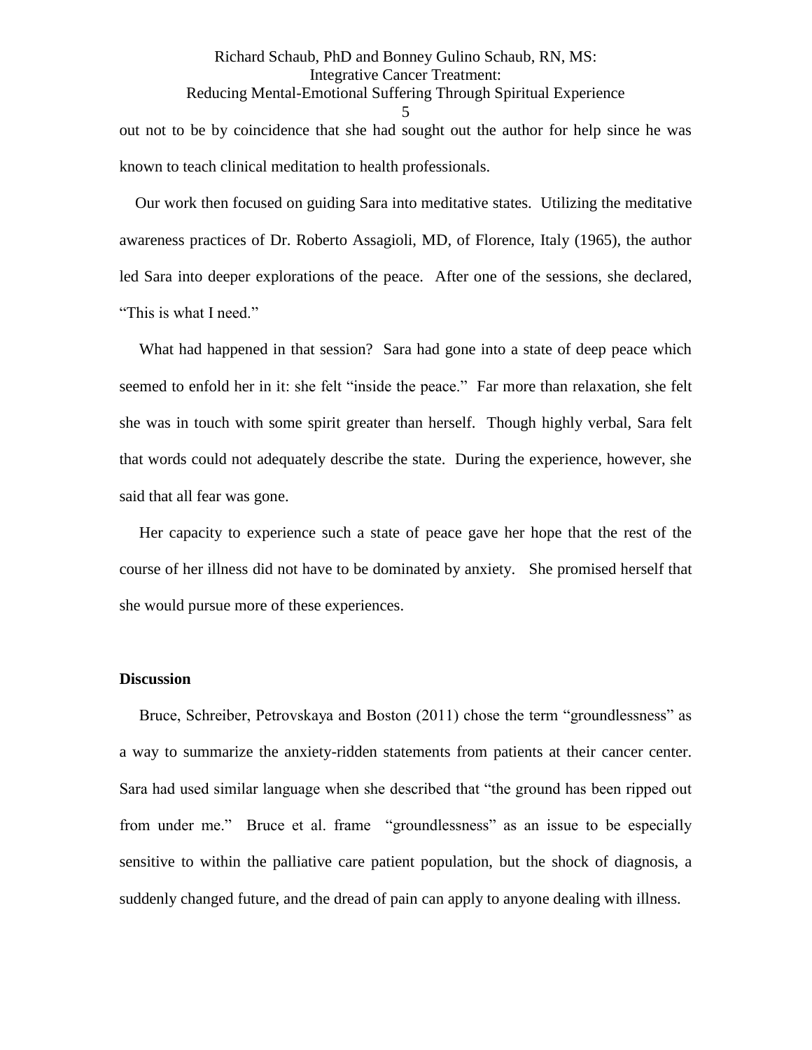out not to be by coincidence that she had sought out the author for help since he was known to teach clinical meditation to health professionals.

Our work then focused on guiding Sara into meditative states. Utilizing the meditative awareness practices of Dr. Roberto Assagioli, MD, of Florence, Italy (1965), the author led Sara into deeper explorations of the peace. After one of the sessions, she declared, "This is what I need."

What had happened in that session? Sara had gone into a state of deep peace which seemed to enfold her in it: she felt "inside the peace." Far more than relaxation, she felt she was in touch with some spirit greater than herself. Though highly verbal, Sara felt that words could not adequately describe the state. During the experience, however, she said that all fear was gone.

Her capacity to experience such a state of peace gave her hope that the rest of the course of her illness did not have to be dominated by anxiety. She promised herself that she would pursue more of these experiences.

**Discussion**

Bruce, Schreiber, Petrovskaya and Boston (2011) chose the term "groundlessness" as a way to summarize the anxiety-ridden statements from patients at their cancer center. Sara had used similar language when she described that "the ground has been ripped out from under me." Bruce et al. frame "groundlessness" as an issue to be especially sensitive to within the palliative care patient population, but the shock of diagnosis, a suddenly changed future, and the dread of pain can apply to anyone dealing with illness.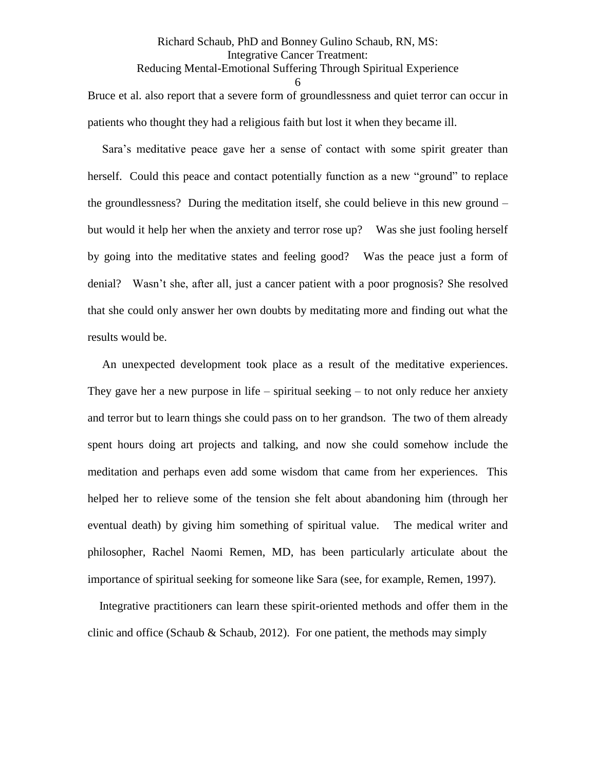Bruce et al. also report that a severe form of groundlessness and quiet terror can occur in patients who thought they had a religious faith but lost it when they became ill.

Sara's meditative peace gave her a sense of contact with some spirit greater than herself. Could this peace and contact potentially function as a new "ground" to replace the groundlessness? During the meditation itself, she could believe in this new ground – but would it help her when the anxiety and terror rose up? Was she just fooling herself by going into the meditative states and feeling good? Was the peace just a form of denial? Wasn't she, after all, just a cancer patient with a poor prognosis? She resolved that she could only answer her own doubts by meditating more and finding out what the results would be.

An unexpected development took place as a result of the meditative experiences. They gave her a new purpose in life – spiritual seeking – to not only reduce her anxiety and terror but to learn things she could pass on to her grandson. The two of them already spent hours doing art projects and talking, and now she could somehow include the meditation and perhaps even add some wisdom that came from her experiences. This helped her to relieve some of the tension she felt about abandoning him (through her eventual death) by giving him something of spiritual value. The medical writer and philosopher, Rachel Naomi Remen, MD, has been particularly articulate about the importance of spiritual seeking for someone like Sara (see, for example, Remen, 1997).

Integrative practitioners can learn these spirit-oriented methods and offer them in the clinic and office (Schaub & Schaub, 2012). For one patient, the methods may simply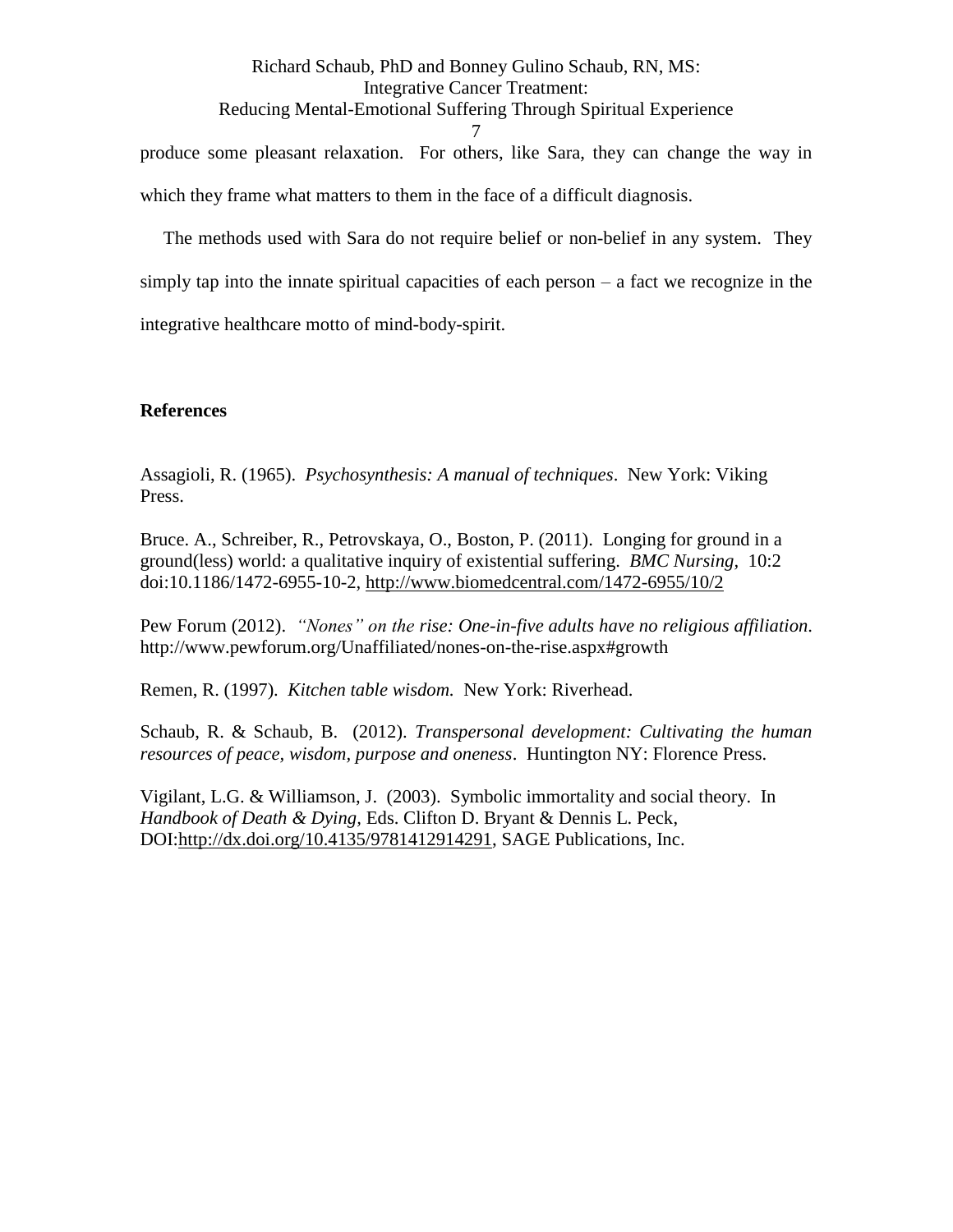produce some pleasant relaxation. For others, like Sara, they can change the way in which they frame what matters to them in the face of a difficult diagnosis.

The methods used with Sara do not require belief or non-belief in any system. They simply tap into the innate spiritual capacities of each person – a fact we recognize in the integrative healthcare motto of mind-body-spirit.

**References**

Assagioli, R. (1965). *Psychosynthesis: A manual of techniques*. New York: Viking Press.

Bruce. A., Schreiber, R., Petrovskaya, O., Boston, P. (2011). Longing for ground in a ground(less) world: a qualitative inquiry of existential suffering. *BMC Nursing*, 10:2 doi:10.1186/1472-6955-10-2, http://www.biomedcentral.com/1472-6955/10/2

Pew Forum (2012). *"Nones" on the rise: One-in-five adults have no religious affiliation.* http://www.pewforum.org/Unaffiliated/nones-on-the-rise.aspx#growth

Remen, R. (1997). *Kitchen table wisdom.* New York: Riverhead.

Schaub, R. & Schaub, B. (2012). *Transpersonal development: Cultivating the human resources of peace, wisdom, purpose and oneness*. Huntington NY: Florence Press.

Vigilant, L.G. & Williamson, J. (2003). Symbolic immortality and social theory. In *Handbook of Death & Dying*, Eds. Clifton D. Bryant & Dennis L. Peck, DOI:http://dx.doi.org/10.4135/9781412914291, SAGE Publications, Inc.